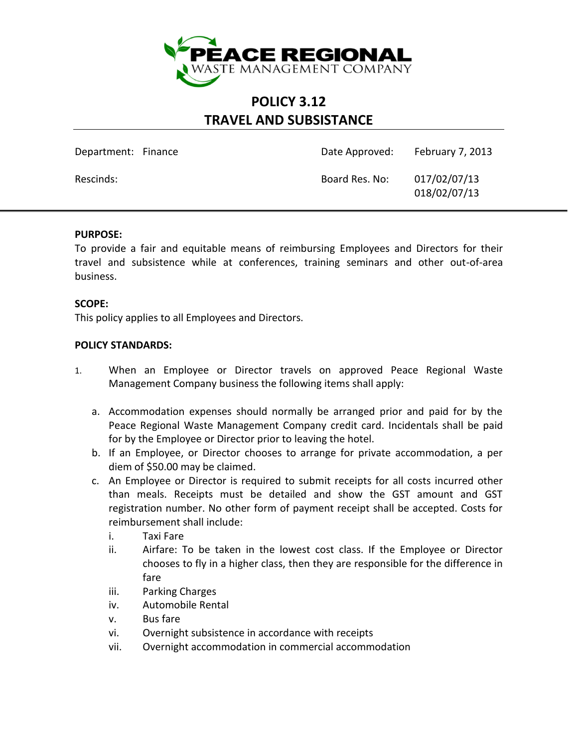# POLICY 3.12
# TRAVEL AND SUBSISTANCE

| | | | |
|---|---|---|---|
| Department: | Finance | Date Approved: | February 7, 2013 |
| Rescinds: | | Board Res. No: | 017/02/07/13<br>018/02/07/13 |

**PURPOSE:**
To provide a fair and equitable means of reimbursing Employees and Directors for their travel and subsistence while at conferences, training seminars and other out-of-area business.

**SCOPE:**
This policy applies to all Employees and Directors.

**POLICY STANDARDS:**

1. When an Employee or Director travels on approved Peace Regional Waste Management Company business the following items shall apply:

   a. Accommodation expenses should normally be arranged prior and paid for by the Peace Regional Waste Management Company credit card. Incidentals shall be paid for by the Employee or Director prior to leaving the hotel.

   b. If an Employee, or Director chooses to arrange for private accommodation, a per diem of $50.00 may be claimed.

   c. An Employee or Director is required to submit receipts for all costs incurred other than meals. Receipts must be detailed and show the GST amount and GST registration number. No other form of payment receipt shall be accepted. Costs for reimbursement shall include:

      i. Taxi Fare
      ii. Airfare: To be taken in the lowest cost class. If the Employee or Director chooses to fly in a higher class, then they are responsible for the difference in fare
      iii. Parking Charges
      iv. Automobile Rental
      v. Bus fare
      vi. Overnight subsistence in accordance with receipts
      vii. Overnight accommodation in commercial accommodation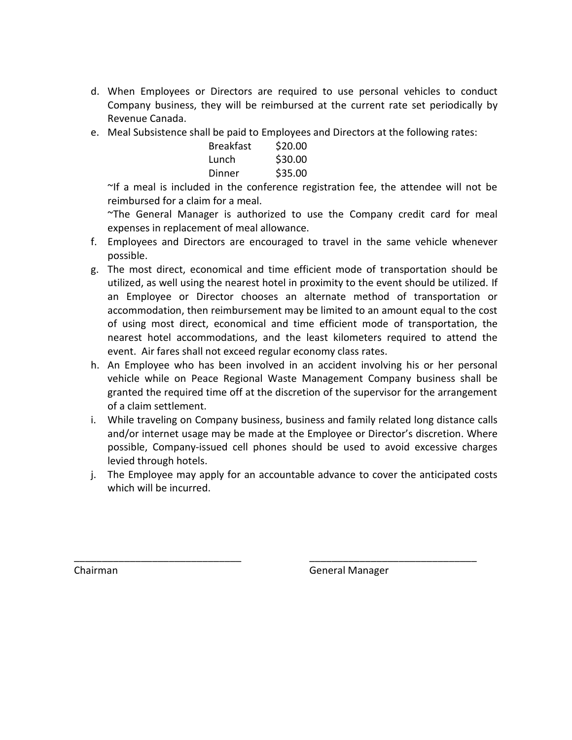d. When Employees or Directors are required to use personal vehicles to conduct Company business, they will be reimbursed at the current rate set periodically by Revenue Canada.

e. Meal Subsistence shall be paid to Employees and Directors at the following rates:

| | |
|---|---|
| Breakfast | $20.00 |
| Lunch | $30.00 |
| Dinner | $35.00 |

~If a meal is included in the conference registration fee, the attendee will not be reimbursed for a claim for a meal.

~The General Manager is authorized to use the Company credit card for meal expenses in replacement of meal allowance.

f. Employees and Directors are encouraged to travel in the same vehicle whenever possible.

g. The most direct, economical and time efficient mode of transportation should be utilized, as well using the nearest hotel in proximity to the event should be utilized. If an Employee or Director chooses an alternate method of transportation or accommodation, then reimbursement may be limited to an amount equal to the cost of using most direct, economical and time efficient mode of transportation, the nearest hotel accommodations, and the least kilometers required to attend the event. Air fares shall not exceed regular economy class rates.

h. An Employee who has been involved in an accident involving his or her personal vehicle while on Peace Regional Waste Management Company business shall be granted the required time off at the discretion of the supervisor for the arrangement of a claim settlement.

i. While traveling on Company business, business and family related long distance calls and/or internet usage may be made at the Employee or Director's discretion. Where possible, Company-issued cell phones should be used to avoid excessive charges levied through hotels.

j. The Employee may apply for an accountable advance to cover the anticipated costs which will be incurred.

______________________________ Chairman

______________________________ General Manager